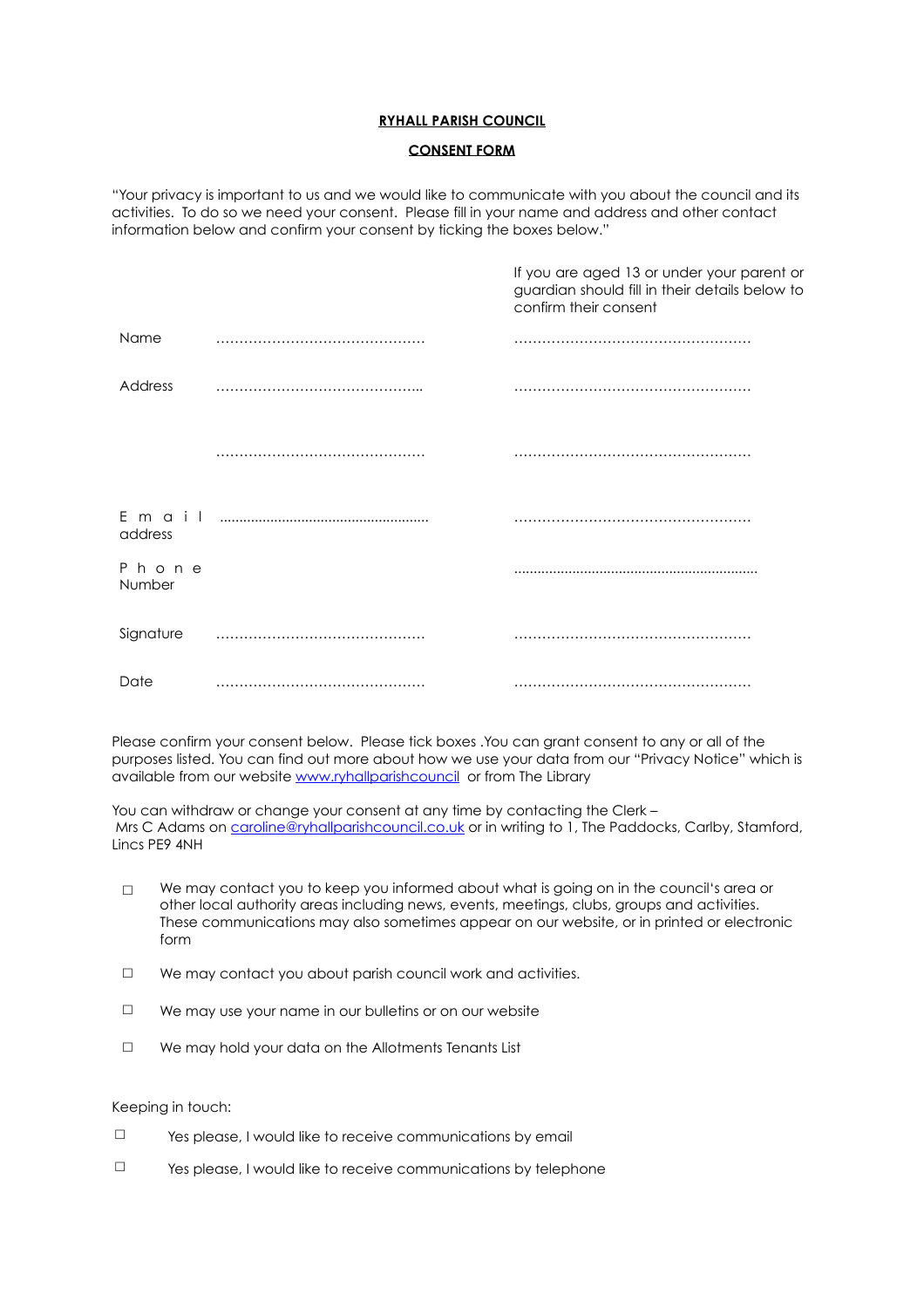**RYHALL PARISH COUNCIL**

**CONSENT FORM**

"Your privacy is important to us and we would like to communicate with you about the council and its activities. To do so we need your consent. Please fill in your name and address and other contact information below and confirm your consent by ticking the boxes below."

| | | If you are aged 13 or under your parent or guardian should fill in their details below to confirm their consent |
|---|---|---|
| Name | ……………………………………… | …………………………………………… |
| Address | ……………………………………... | …………………………………………… |
| | ……………………………………… | …………………………………………… |
| Email address | ....................................................... | …………………………………………… |
| Phone Number | | ............................................................... |
| Signature | ……………………………………… | …………………………………………… |
| Date | ……………………………………… | …………………………………………… |

Please confirm your consent below. Please tick boxes .You can grant consent to any or all of the purposes listed. You can find out more about how we use your data from our "Privacy Notice" which is available from our website www.ryhallparishcouncil or from The Library

You can withdraw or change your consent at any time by contacting the Clerk – Mrs C Adams on caroline@ryhallparishcouncil.co.uk or in writing to 1, The Paddocks, Carlby, Stamford, Lincs PE9 4NH

- ☐ We may contact you to keep you informed about what is going on in the council's area or other local authority areas including news, events, meetings, clubs, groups and activities. These communications may also sometimes appear on our website, or in printed or electronic form
- ☐ We may contact you about parish council work and activities.
- ☐ We may use your name in our bulletins or on our website
- ☐ We may hold your data on the Allotments Tenants List

Keeping in touch:

- ☐ Yes please, I would like to receive communications by email
- ☐ Yes please, I would like to receive communications by telephone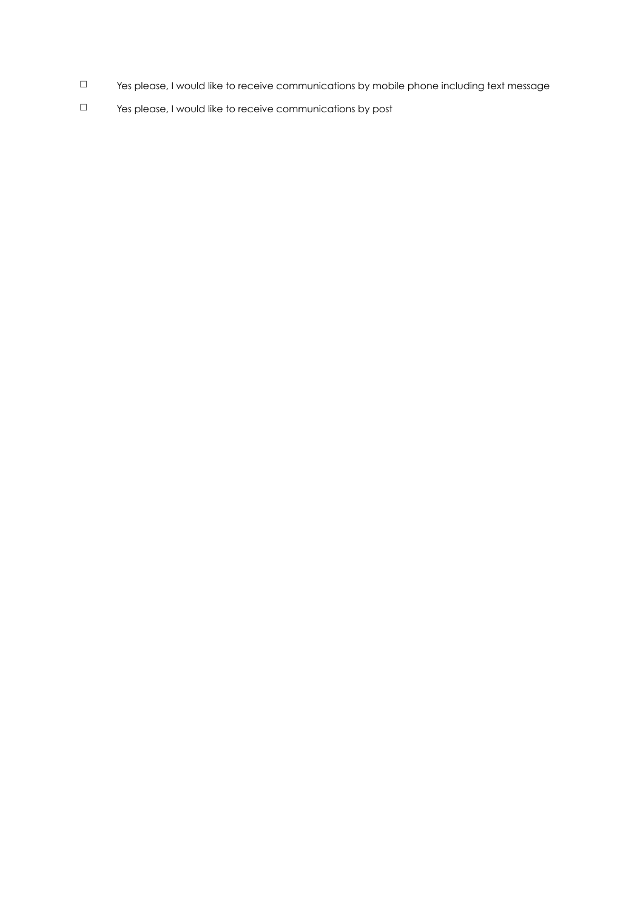☐ Yes please, I would like to receive communications by mobile phone including text message

☐ Yes please, I would like to receive communications by post